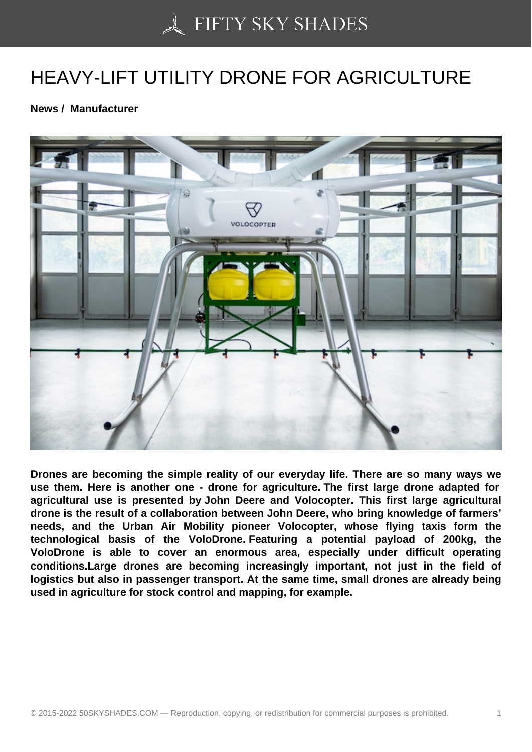# HEAVY-LIFT UTILITY DRONE FOR AGRICULTURE

**News / Manufacturer**

**Drones are becoming the simple reality of our everyday life. There are so many ways we use them. Here is another one - drone for agriculture. The first large drone adapted for agricultural use is presented by John Deere and Volocopter. This first large agricultural drone is the result of a collaboration between John Deere, who bring knowledge of farmers' needs, and the Urban Air Mobility pioneer Volocopter, whose flying taxis form the technological basis of the VoloDrone. Featuring a potential payload of 200kg, the VoloDrone is able to cover an enormous area, especially under difficult operating conditions.Large drones are becoming increasingly important, not just in the field of logistics but also in passenger transport. At the same time, small drones are already being used in agriculture for stock control and mapping, for example.**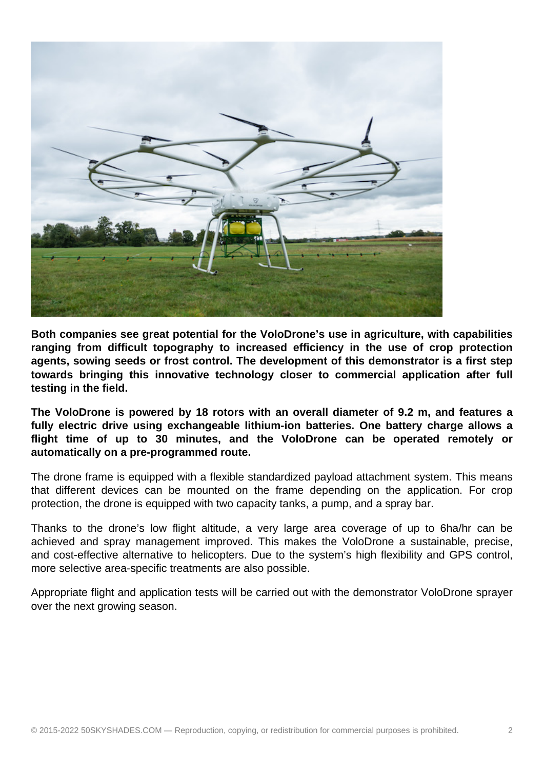**Both companies see great potential for the VoloDrone's use in agriculture, with capabilities ranging from difficult topography to increased efficiency in the use of crop protection agents, sowing seeds or frost control. The development of this demonstrator is a first step towards bringing this innovative technology closer to commercial application after full testing in the field.**

**The VoloDrone is powered by 18 rotors with an overall diameter of 9.2 m, and features a fully electric drive using exchangeable lithium-ion batteries. One battery charge allows a flight time of up to 30 minutes, and the VoloDrone can be operated remotely or automatically on a pre-programmed route.**

The drone frame is equipped with a flexible standardized payload attachment system. This means that different devices can be mounted on the frame depending on the application. For crop protection, the drone is equipped with two capacity tanks, a pump, and a spray bar.

Thanks to the drone's low flight altitude, a very large area coverage of up to 6ha/hr can be achieved and spray management improved. This makes the VoloDrone a sustainable, precise, and cost-effective alternative to helicopters. Due to the system's high flexibility and GPS control, more selective area-specific treatments are also possible.

Appropriate flight and application tests will be carried out with the demonstrator VoloDrone sprayer over the next growing season.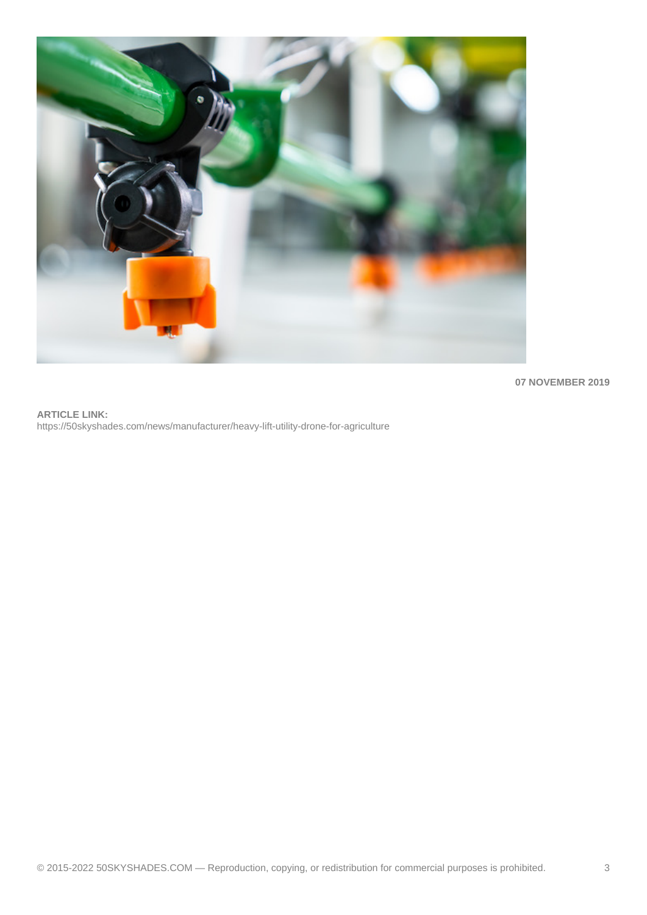07 NOVEMBER 2019

**ARTICLE LINK:**
https://50skyshades.com/news/manufacturer/heavy-lift-utility-drone-for-agriculture